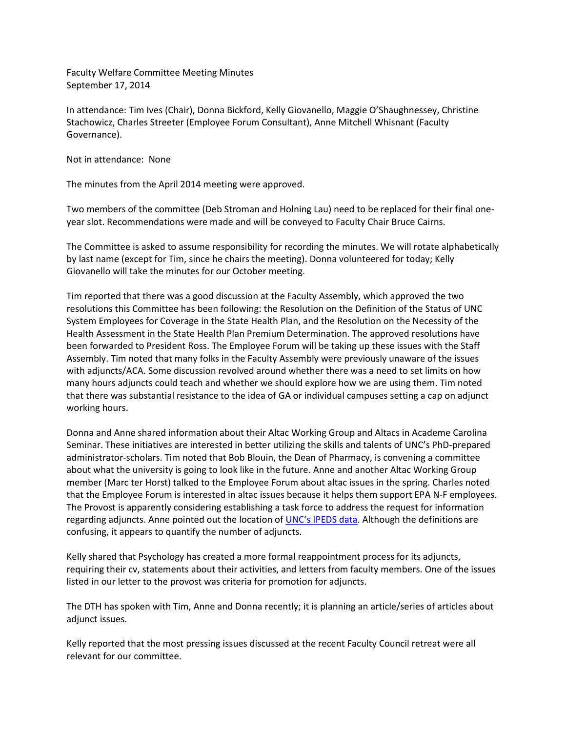Faculty Welfare Committee Meeting Minutes
September 17, 2014

In attendance: Tim Ives (Chair), Donna Bickford, Kelly Giovanello, Maggie O'Shaughnessey, Christine Stachowicz, Charles Streeter (Employee Forum Consultant), Anne Mitchell Whisnant (Faculty Governance).

Not in attendance: None

The minutes from the April 2014 meeting were approved.

Two members of the committee (Deb Stroman and Holning Lau) need to be replaced for their final one-year slot. Recommendations were made and will be conveyed to Faculty Chair Bruce Cairns.

The Committee is asked to assume responsibility for recording the minutes. We will rotate alphabetically by last name (except for Tim, since he chairs the meeting). Donna volunteered for today; Kelly Giovanello will take the minutes for our October meeting.

Tim reported that there was a good discussion at the Faculty Assembly, which approved the two resolutions this Committee has been following: the Resolution on the Definition of the Status of UNC System Employees for Coverage in the State Health Plan, and the Resolution on the Necessity of the Health Assessment in the State Health Plan Premium Determination. The approved resolutions have been forwarded to President Ross. The Employee Forum will be taking up these issues with the Staff Assembly. Tim noted that many folks in the Faculty Assembly were previously unaware of the issues with adjuncts/ACA. Some discussion revolved around whether there was a need to set limits on how many hours adjuncts could teach and whether we should explore how we are using them. Tim noted that there was substantial resistance to the idea of GA or individual campuses setting a cap on adjunct working hours.

Donna and Anne shared information about their Altac Working Group and Altacs in Academe Carolina Seminar. These initiatives are interested in better utilizing the skills and talents of UNC's PhD-prepared administrator-scholars. Tim noted that Bob Blouin, the Dean of Pharmacy, is convening a committee about what the university is going to look like in the future. Anne and another Altac Working Group member (Marc ter Horst) talked to the Employee Forum about altac issues in the spring. Charles noted that the Employee Forum is interested in altac issues because it helps them support EPA N-F employees. The Provost is apparently considering establishing a task force to address the request for information regarding adjuncts. Anne pointed out the location of UNC's IPEDS data. Although the definitions are confusing, it appears to quantify the number of adjuncts.

Kelly shared that Psychology has created a more formal reappointment process for its adjuncts, requiring their cv, statements about their activities, and letters from faculty members. One of the issues listed in our letter to the provost was criteria for promotion for adjuncts.

The DTH has spoken with Tim, Anne and Donna recently; it is planning an article/series of articles about adjunct issues.

Kelly reported that the most pressing issues discussed at the recent Faculty Council retreat were all relevant for our committee.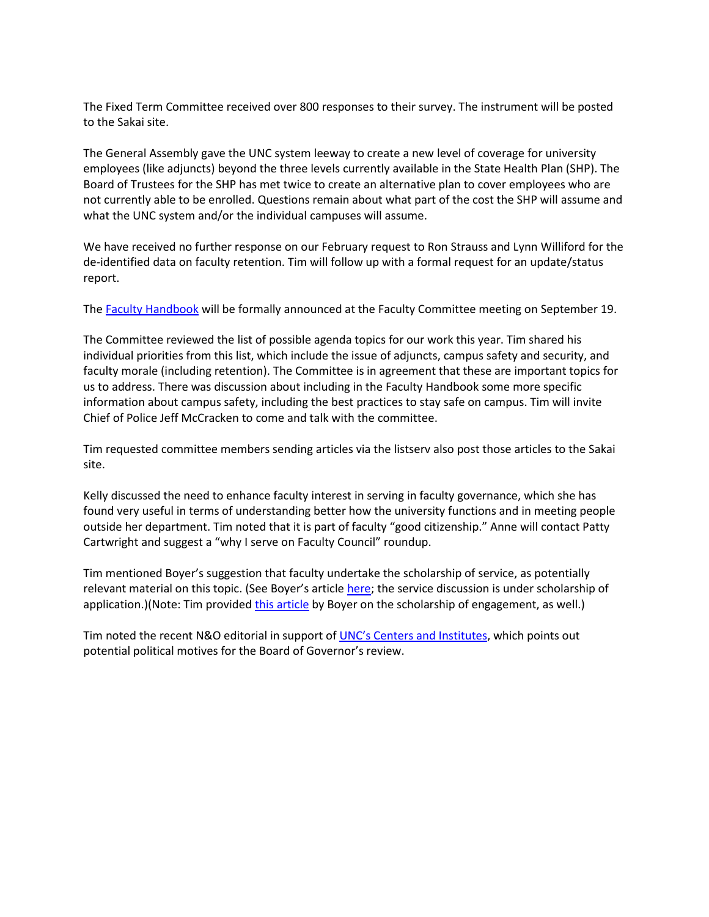The Fixed Term Committee received over 800 responses to their survey. The instrument will be posted to the Sakai site.

The General Assembly gave the UNC system leeway to create a new level of coverage for university employees (like adjuncts) beyond the three levels currently available in the State Health Plan (SHP). The Board of Trustees for the SHP has met twice to create an alternative plan to cover employees who are not currently able to be enrolled. Questions remain about what part of the cost the SHP will assume and what the UNC system and/or the individual campuses will assume.

We have received no further response on our February request to Ron Strauss and Lynn Williford for the de-identified data on faculty retention. Tim will follow up with a formal request for an update/status report.

The Faculty Handbook will be formally announced at the Faculty Committee meeting on September 19.

The Committee reviewed the list of possible agenda topics for our work this year. Tim shared his individual priorities from this list, which include the issue of adjuncts, campus safety and security, and faculty morale (including retention). The Committee is in agreement that these are important topics for us to address. There was discussion about including in the Faculty Handbook some more specific information about campus safety, including the best practices to stay safe on campus. Tim will invite Chief of Police Jeff McCracken to come and talk with the committee.

Tim requested committee members sending articles via the listserv also post those articles to the Sakai site.

Kelly discussed the need to enhance faculty interest in serving in faculty governance, which she has found very useful in terms of understanding better how the university functions and in meeting people outside her department. Tim noted that it is part of faculty "good citizenship." Anne will contact Patty Cartwright and suggest a "why I serve on Faculty Council" roundup.

Tim mentioned Boyer's suggestion that faculty undertake the scholarship of service, as potentially relevant material on this topic. (See Boyer's article here; the service discussion is under scholarship of application.)(Note: Tim provided this article by Boyer on the scholarship of engagement, as well.)

Tim noted the recent N&O editorial in support of UNC's Centers and Institutes, which points out potential political motives for the Board of Governor's review.